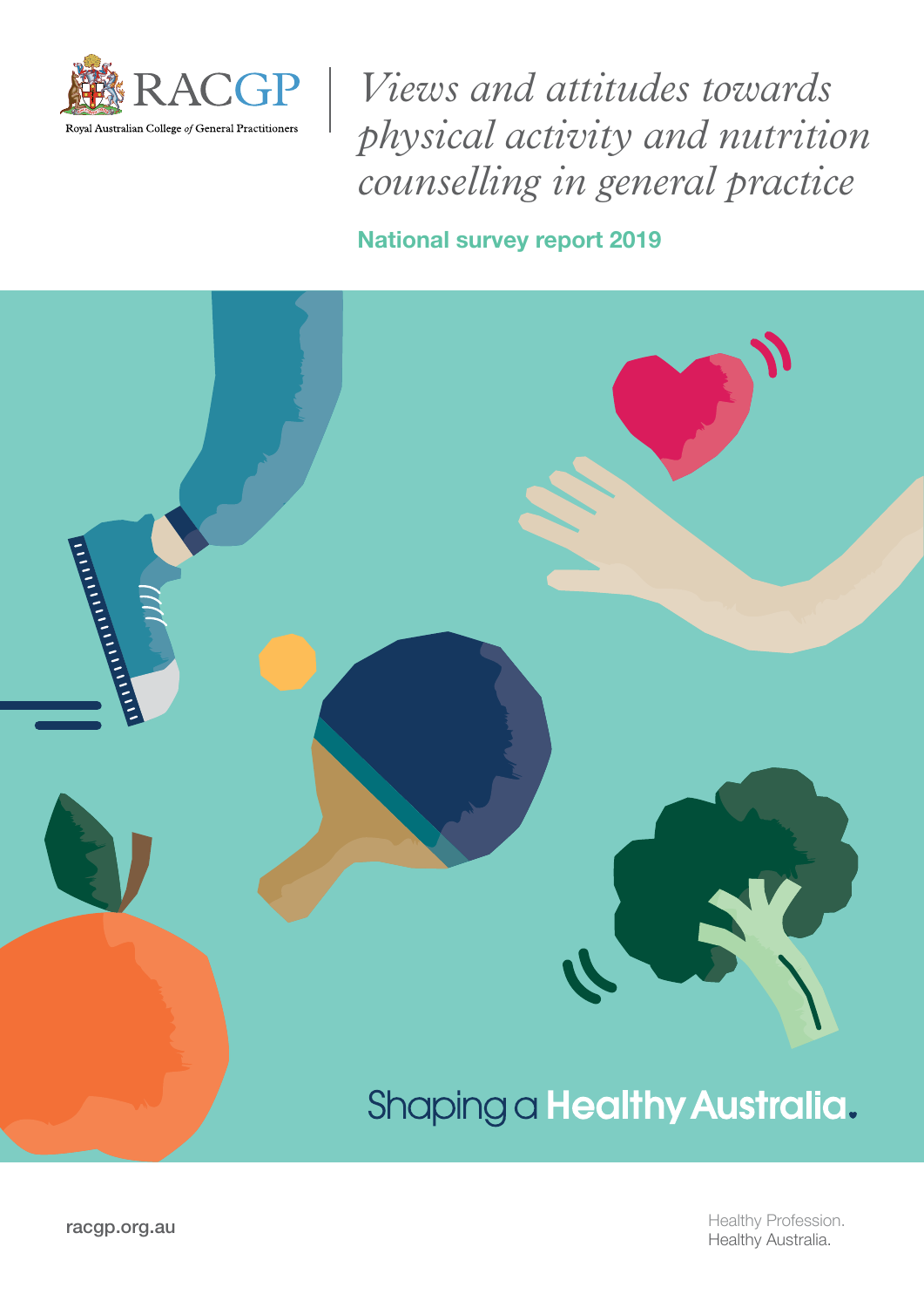RACGP

Royal Australian College *of* General Practitioners

# *Views and attitudes towards physical activity and nutrition counselling in general practice*

**National survey report 2019**

Shaping a **Healthy Australia.**

racgp.org.au

Healthy Profession.
Healthy Australia.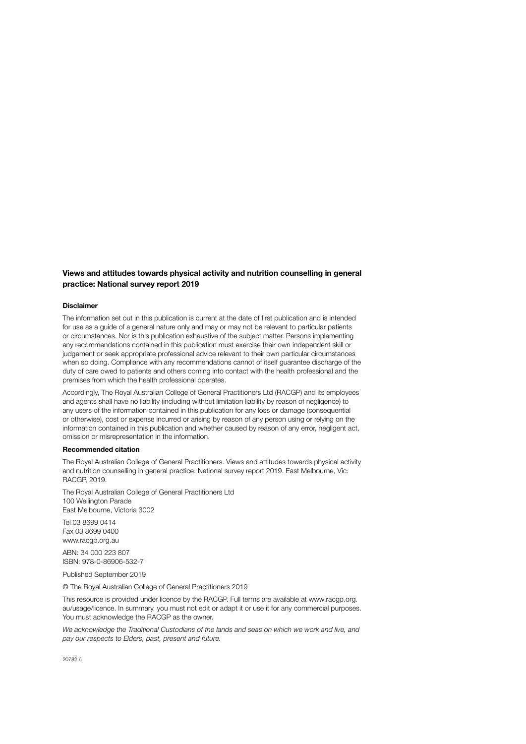**Views and attitudes towards physical activity and nutrition counselling in general practice: National survey report 2019**

**Disclaimer**

The information set out in this publication is current at the date of first publication and is intended for use as a guide of a general nature only and may or may not be relevant to particular patients or circumstances. Nor is this publication exhaustive of the subject matter. Persons implementing any recommendations contained in this publication must exercise their own independent skill or judgement or seek appropriate professional advice relevant to their own particular circumstances when so doing. Compliance with any recommendations cannot of itself guarantee discharge of the duty of care owed to patients and others coming into contact with the health professional and the premises from which the health professional operates.

Accordingly, The Royal Australian College of General Practitioners Ltd (RACGP) and its employees and agents shall have no liability (including without limitation liability by reason of negligence) to any users of the information contained in this publication for any loss or damage (consequential or otherwise), cost or expense incurred or arising by reason of any person using or relying on the information contained in this publication and whether caused by reason of any error, negligent act, omission or misrepresentation in the information.

**Recommended citation**

The Royal Australian College of General Practitioners. Views and attitudes towards physical activity and nutrition counselling in general practice: National survey report 2019. East Melbourne, Vic: RACGP, 2019.

The Royal Australian College of General Practitioners Ltd
100 Wellington Parade
East Melbourne, Victoria 3002

Tel 03 8699 0414
Fax 03 8699 0400
www.racgp.org.au

ABN: 34 000 223 807
ISBN: 978-0-86906-532-7

Published September 2019

© The Royal Australian College of General Practitioners 2019

This resource is provided under licence by the RACGP. Full terms are available at www.racgp.org.au/usage/licence. In summary, you must not edit or adapt it or use it for any commercial purposes. You must acknowledge the RACGP as the owner.

*We acknowledge the Traditional Custodians of the lands and seas on which we work and live, and pay our respects to Elders, past, present and future.*

20782.6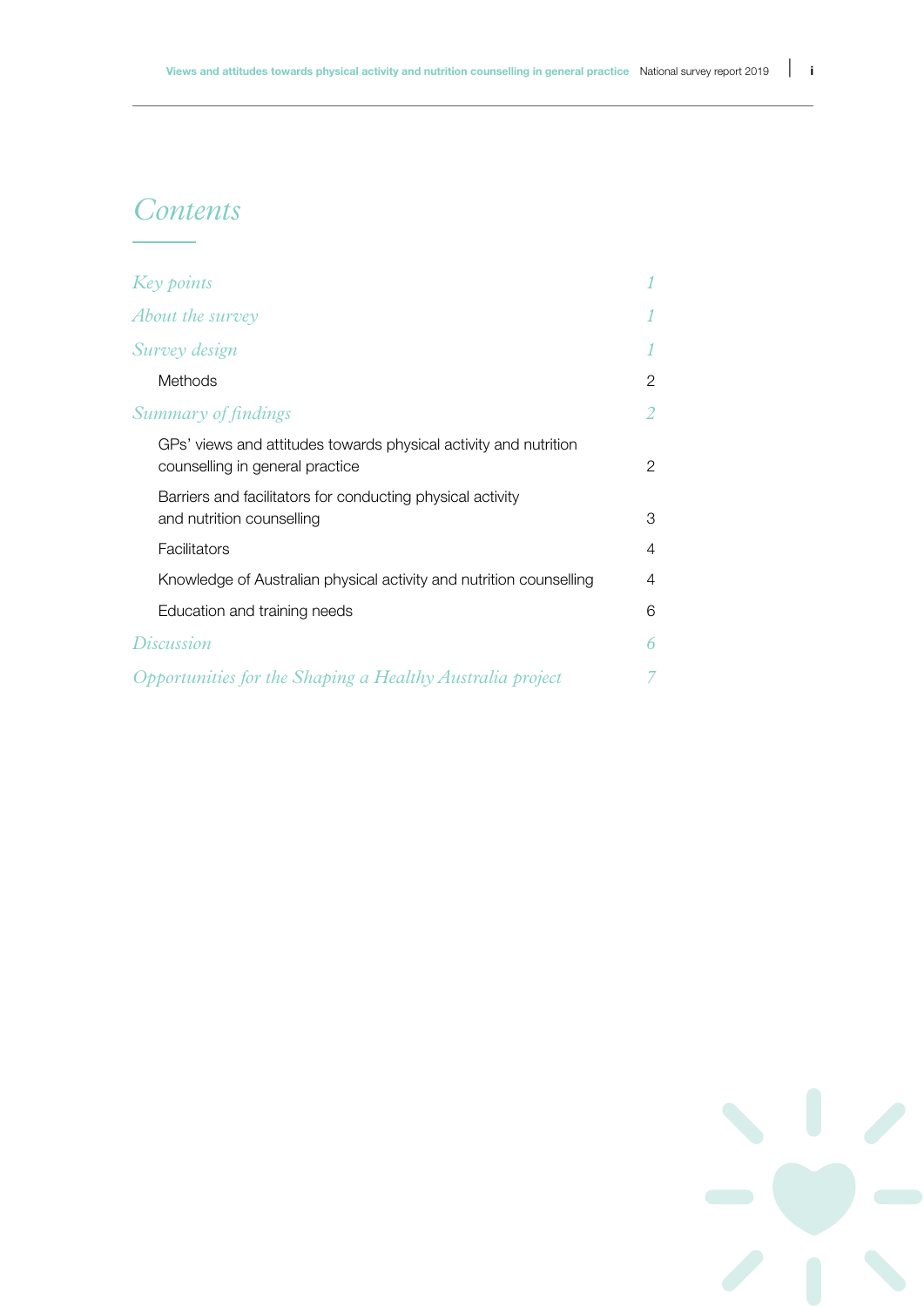# Contents

| | |
|---|---|
| *Key points* | *1* |
| *About the survey* | *1* |
| *Survey design* | *1* |
| Methods | 2 |
| *Summary of findings* | *2* |
| GPs' views and attitudes towards physical activity and nutrition counselling in general practice | 2 |
| Barriers and facilitators for conducting physical activity and nutrition counselling | 3 |
| Facilitators | 4 |
| Knowledge of Australian physical activity and nutrition counselling | 4 |
| Education and training needs | 6 |
| *Discussion* | *6* |
| *Opportunities for the Shaping a Healthy Australia project* | *7* |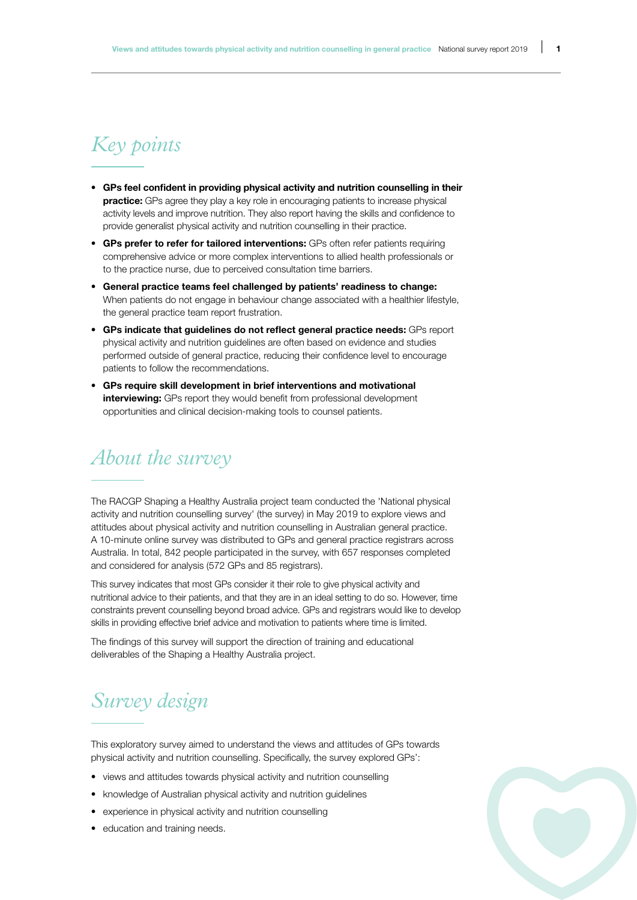## *Key points*

- **GPs feel confident in providing physical activity and nutrition counselling in their practice:** GPs agree they play a key role in encouraging patients to increase physical activity levels and improve nutrition. They also report having the skills and confidence to provide generalist physical activity and nutrition counselling in their practice.
- **GPs prefer to refer for tailored interventions:** GPs often refer patients requiring comprehensive advice or more complex interventions to allied health professionals or to the practice nurse, due to perceived consultation time barriers.
- **General practice teams feel challenged by patients' readiness to change:** When patients do not engage in behaviour change associated with a healthier lifestyle, the general practice team report frustration.
- **GPs indicate that guidelines do not reflect general practice needs:** GPs report physical activity and nutrition guidelines are often based on evidence and studies performed outside of general practice, reducing their confidence level to encourage patients to follow the recommendations.
- **GPs require skill development in brief interventions and motivational interviewing:** GPs report they would benefit from professional development opportunities and clinical decision-making tools to counsel patients.

## *About the survey*

The RACGP Shaping a Healthy Australia project team conducted the 'National physical activity and nutrition counselling survey' (the survey) in May 2019 to explore views and attitudes about physical activity and nutrition counselling in Australian general practice. A 10-minute online survey was distributed to GPs and general practice registrars across Australia. In total, 842 people participated in the survey, with 657 responses completed and considered for analysis (572 GPs and 85 registrars).

This survey indicates that most GPs consider it their role to give physical activity and nutritional advice to their patients, and that they are in an ideal setting to do so. However, time constraints prevent counselling beyond broad advice. GPs and registrars would like to develop skills in providing effective brief advice and motivation to patients where time is limited.

The findings of this survey will support the direction of training and educational deliverables of the Shaping a Healthy Australia project.

## *Survey design*

This exploratory survey aimed to understand the views and attitudes of GPs towards physical activity and nutrition counselling. Specifically, the survey explored GPs':

- views and attitudes towards physical activity and nutrition counselling
- knowledge of Australian physical activity and nutrition guidelines
- experience in physical activity and nutrition counselling
- education and training needs.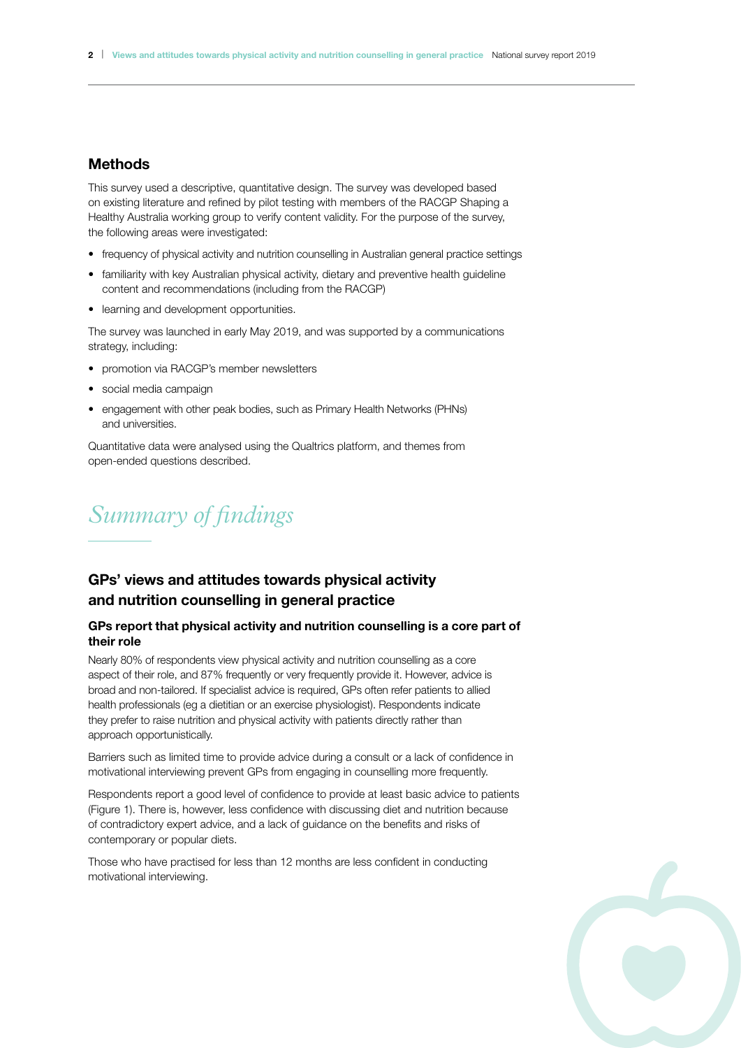## Methods

This survey used a descriptive, quantitative design. The survey was developed based on existing literature and refined by pilot testing with members of the RACGP Shaping a Healthy Australia working group to verify content validity. For the purpose of the survey, the following areas were investigated:

- frequency of physical activity and nutrition counselling in Australian general practice settings
- familiarity with key Australian physical activity, dietary and preventive health guideline content and recommendations (including from the RACGP)
- learning and development opportunities.

The survey was launched in early May 2019, and was supported by a communications strategy, including:

- promotion via RACGP's member newsletters
- social media campaign
- engagement with other peak bodies, such as Primary Health Networks (PHNs) and universities.

Quantitative data were analysed using the Qualtrics platform, and themes from open-ended questions described.

# *Summary of findings*

## GPs' views and attitudes towards physical activity and nutrition counselling in general practice

### GPs report that physical activity and nutrition counselling is a core part of their role

Nearly 80% of respondents view physical activity and nutrition counselling as a core aspect of their role, and 87% frequently or very frequently provide it. However, advice is broad and non-tailored. If specialist advice is required, GPs often refer patients to allied health professionals (eg a dietitian or an exercise physiologist). Respondents indicate they prefer to raise nutrition and physical activity with patients directly rather than approach opportunistically.

Barriers such as limited time to provide advice during a consult or a lack of confidence in motivational interviewing prevent GPs from engaging in counselling more frequently.

Respondents report a good level of confidence to provide at least basic advice to patients (Figure 1). There is, however, less confidence with discussing diet and nutrition because of contradictory expert advice, and a lack of guidance on the benefits and risks of contemporary or popular diets.

Those who have practised for less than 12 months are less confident in conducting motivational interviewing.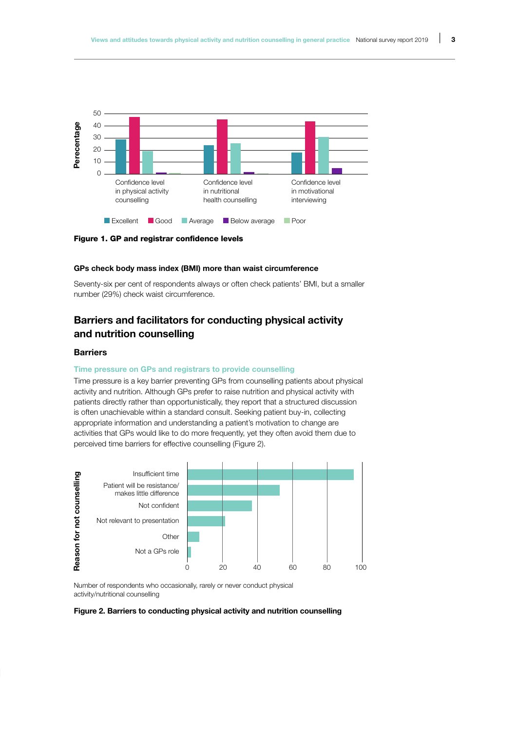Perecentage

50
40
30
20
10
0

Confidence level in physical activity counselling

Confidence level in nutritional health counselling

Confidence level in motivational interviewing

Excellent Good Average Below average Poor

**Figure 1. GP and registrar confidence levels**

### GPs check body mass index (BMI) more than waist circumference

Seventy-six per cent of respondents always or often check patients' BMI, but a smaller number (29%) check waist circumference.

## Barriers and facilitators for conducting physical activity and nutrition counselling

### Barriers

#### Time pressure on GPs and registrars to provide counselling

Time pressure is a key barrier preventing GPs from counselling patients about physical activity and nutrition. Although GPs prefer to raise nutrition and physical activity with patients directly rather than opportunistically, they report that a structured discussion is often unachievable within a standard consult. Seeking patient buy-in, collecting appropriate information and understanding a patient's motivation to change are activities that GPs would like to do more frequently, yet they often avoid them due to perceived time barriers for effective counselling (Figure 2).

Reason for not counselling

Insufficient time

Patient will be resistance/ makes little difference

Not confident

Not relevant to presentation

Other

Not a GPs role

0 20 40 60 80 100

Number of respondents who occasionally, rarely or never conduct physical activity/nutritional counselling

**Figure 2. Barriers to conducting physical activity and nutrition counselling**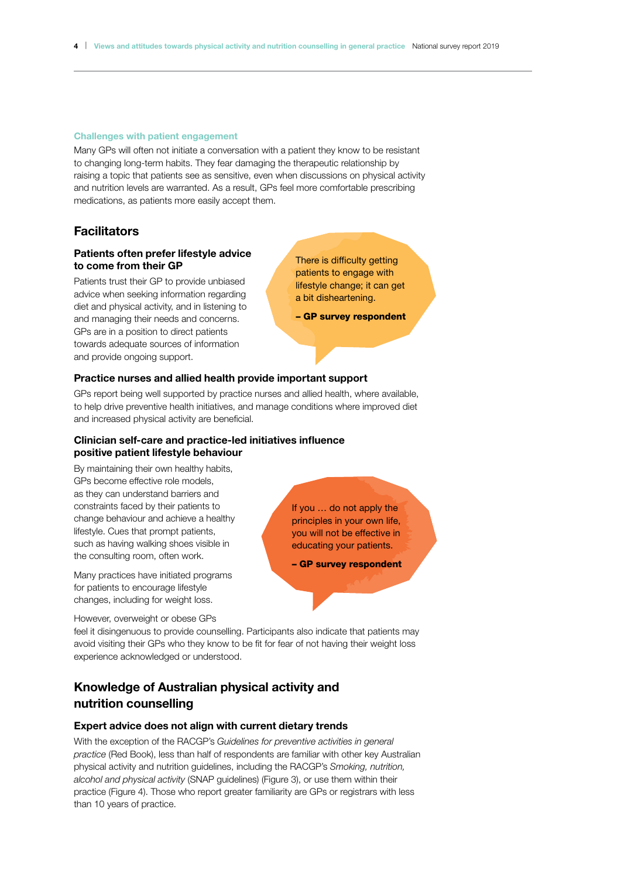### Challenges with patient engagement

Many GPs will often not initiate a conversation with a patient they know to be resistant to changing long-term habits. They fear damaging the therapeutic relationship by raising a topic that patients see as sensitive, even when discussions on physical activity and nutrition levels are warranted. As a result, GPs feel more comfortable prescribing medications, as patients more easily accept them.

## Facilitators

### Patients often prefer lifestyle advice to come from their GP

Patients trust their GP to provide unbiased advice when seeking information regarding diet and physical activity, and in listening to and managing their needs and concerns. GPs are in a position to direct patients towards adequate sources of information and provide ongoing support.

> There is difficulty getting patients to engage with lifestyle change; it can get a bit disheartening.
>
> **– GP survey respondent**

### Practice nurses and allied health provide important support

GPs report being well supported by practice nurses and allied health, where available, to help drive preventive health initiatives, and manage conditions where improved diet and increased physical activity are beneficial.

### Clinician self-care and practice-led initiatives influence positive patient lifestyle behaviour

By maintaining their own healthy habits, GPs become effective role models, as they can understand barriers and constraints faced by their patients to change behaviour and achieve a healthy lifestyle. Cues that prompt patients, such as having walking shoes visible in the consulting room, often work.

Many practices have initiated programs for patients to encourage lifestyle changes, including for weight loss.

> If you … do not apply the principles in your own life, you will not be effective in educating your patients.
>
> **– GP survey respondent**

However, overweight or obese GPs feel it disingenuous to provide counselling. Participants also indicate that patients may avoid visiting their GPs who they know to be fit for fear of not having their weight loss experience acknowledged or understood.

## Knowledge of Australian physical activity and nutrition counselling

### Expert advice does not align with current dietary trends

With the exception of the RACGP's *Guidelines for preventive activities in general practice* (Red Book), less than half of respondents are familiar with other key Australian physical activity and nutrition guidelines, including the RACGP's *Smoking, nutrition, alcohol and physical activity* (SNAP guidelines) (Figure 3), or use them within their practice (Figure 4). Those who report greater familiarity are GPs or registrars with less than 10 years of practice.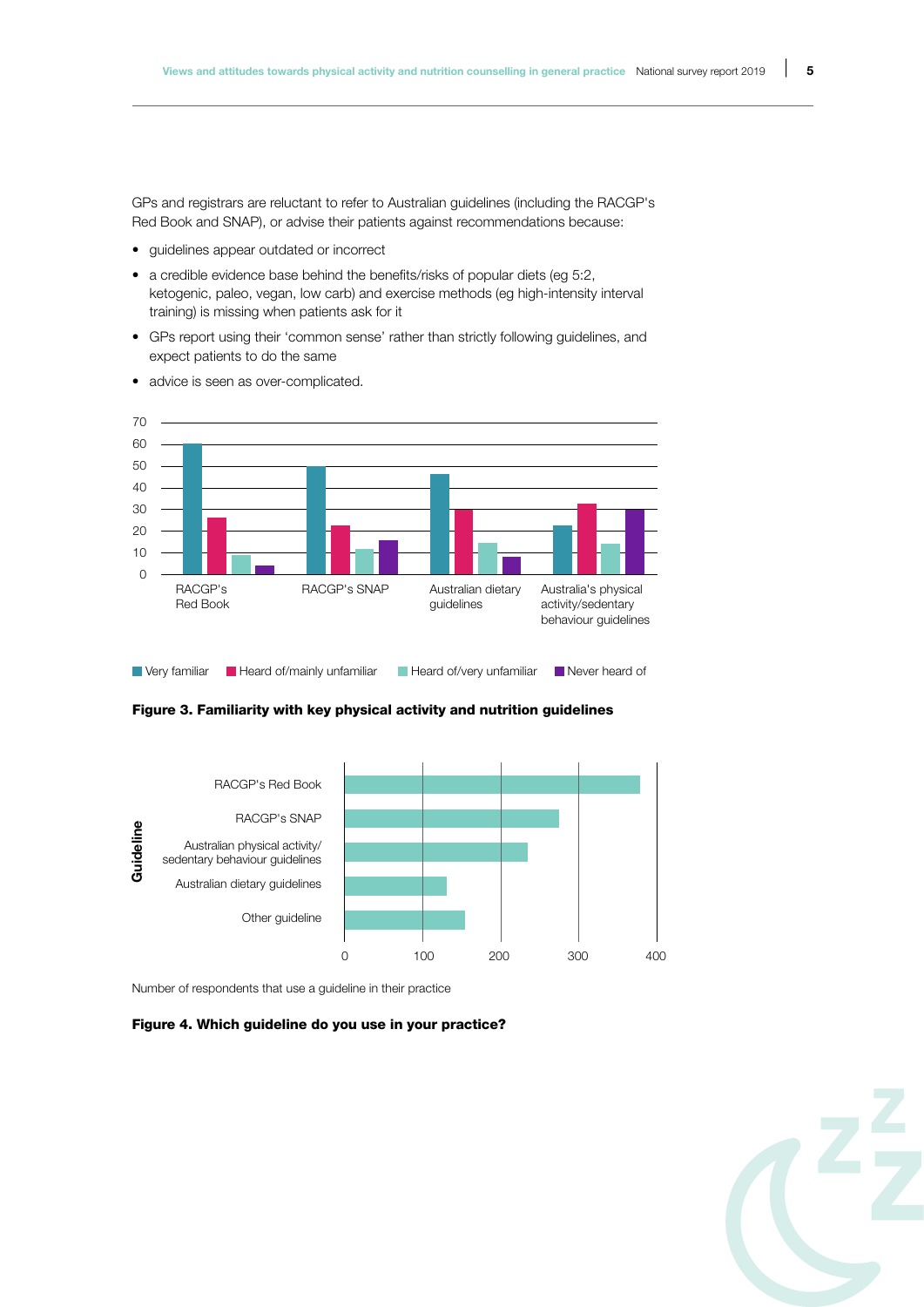GPs and registrars are reluctant to refer to Australian guidelines (including the RACGP's Red Book and SNAP), or advise their patients against recommendations because:

- guidelines appear outdated or incorrect
- a credible evidence base behind the benefits/risks of popular diets (eg 5:2, ketogenic, paleo, vegan, low carb) and exercise methods (eg high-intensity interval training) is missing when patients ask for it
- GPs report using their 'common sense' rather than strictly following guidelines, and expect patients to do the same
- advice is seen as over-complicated.

70
60
50
40
30
20
10
0

RACGP's Red Book
RACGP's SNAP
Australian dietary guidelines
Australia's physical activity/sedentary behaviour guidelines

Very familiar
Heard of/mainly unfamiliar
Heard of/very unfamiliar
Never heard of

**Figure 3. Familiarity with key physical activity and nutrition guidelines**

Guideline

RACGP's Red Book
RACGP's SNAP
Australian physical activity/ sedentary behaviour guidelines
Australian dietary guidelines
Other guideline

0
100
200
300
400

Number of respondents that use a guideline in their practice

**Figure 4. Which guideline do you use in your practice?**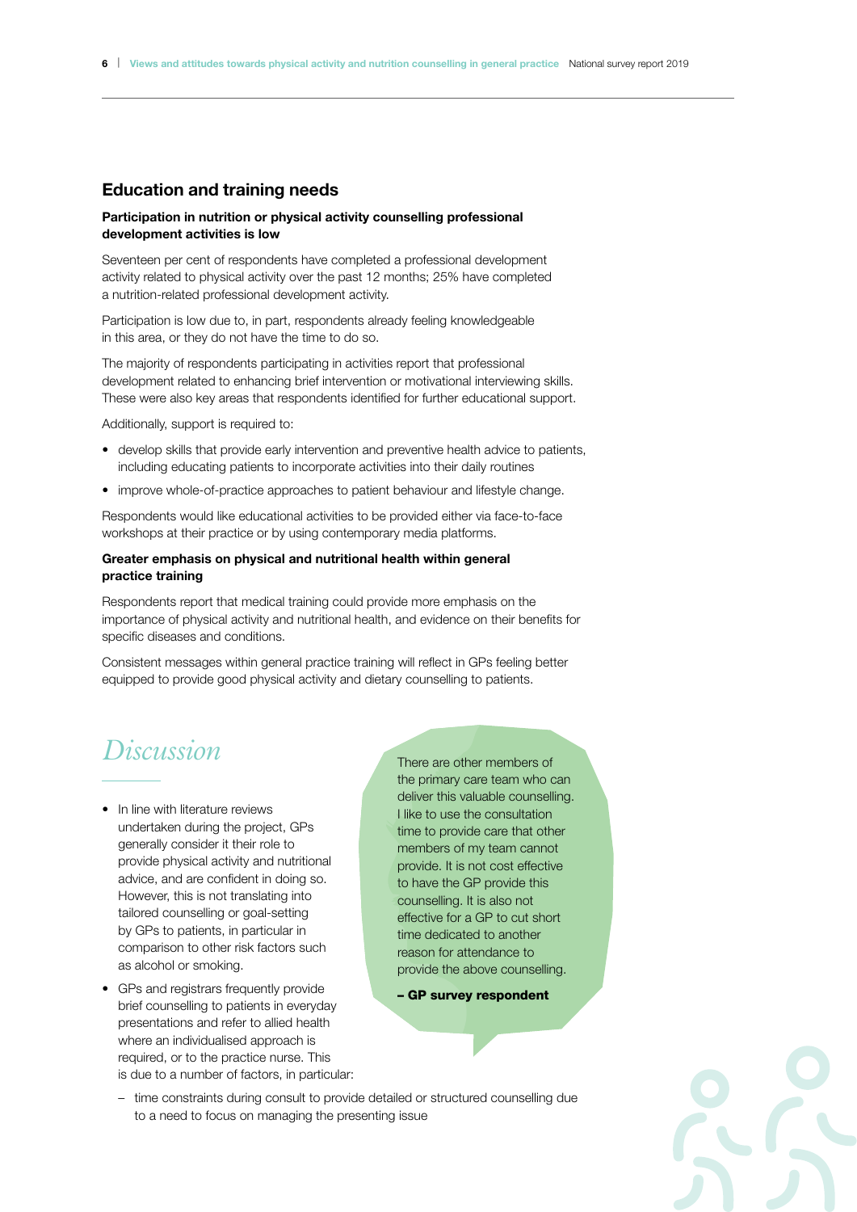## Education and training needs

**Participation in nutrition or physical activity counselling professional development activities is low**

Seventeen per cent of respondents have completed a professional development activity related to physical activity over the past 12 months; 25% have completed a nutrition-related professional development activity.

Participation is low due to, in part, respondents already feeling knowledgeable in this area, or they do not have the time to do so.

The majority of respondents participating in activities report that professional development related to enhancing brief intervention or motivational interviewing skills. These were also key areas that respondents identified for further educational support.

Additionally, support is required to:

- develop skills that provide early intervention and preventive health advice to patients, including educating patients to incorporate activities into their daily routines
- improve whole-of-practice approaches to patient behaviour and lifestyle change.

Respondents would like educational activities to be provided either via face-to-face workshops at their practice or by using contemporary media platforms.

**Greater emphasis on physical and nutritional health within general practice training**

Respondents report that medical training could provide more emphasis on the importance of physical activity and nutritional health, and evidence on their benefits for specific diseases and conditions.

Consistent messages within general practice training will reflect in GPs feeling better equipped to provide good physical activity and dietary counselling to patients.

# *Discussion*

- In line with literature reviews undertaken during the project, GPs generally consider it their role to provide physical activity and nutritional advice, and are confident in doing so. However, this is not translating into tailored counselling or goal-setting by GPs to patients, in particular in comparison to other risk factors such as alcohol or smoking.
- GPs and registrars frequently provide brief counselling to patients in everyday presentations and refer to allied health where an individualised approach is required, or to the practice nurse. This is due to a number of factors, in particular:
  - time constraints during consult to provide detailed or structured counselling due to a need to focus on managing the presenting issue

> There are other members of the primary care team who can deliver this valuable counselling. I like to use the consultation time to provide care that other members of my team cannot provide. It is not cost effective to have the GP provide this counselling. It is also not effective for a GP to cut short time dedicated to another reason for attendance to provide the above counselling.
>
> **– GP survey respondent**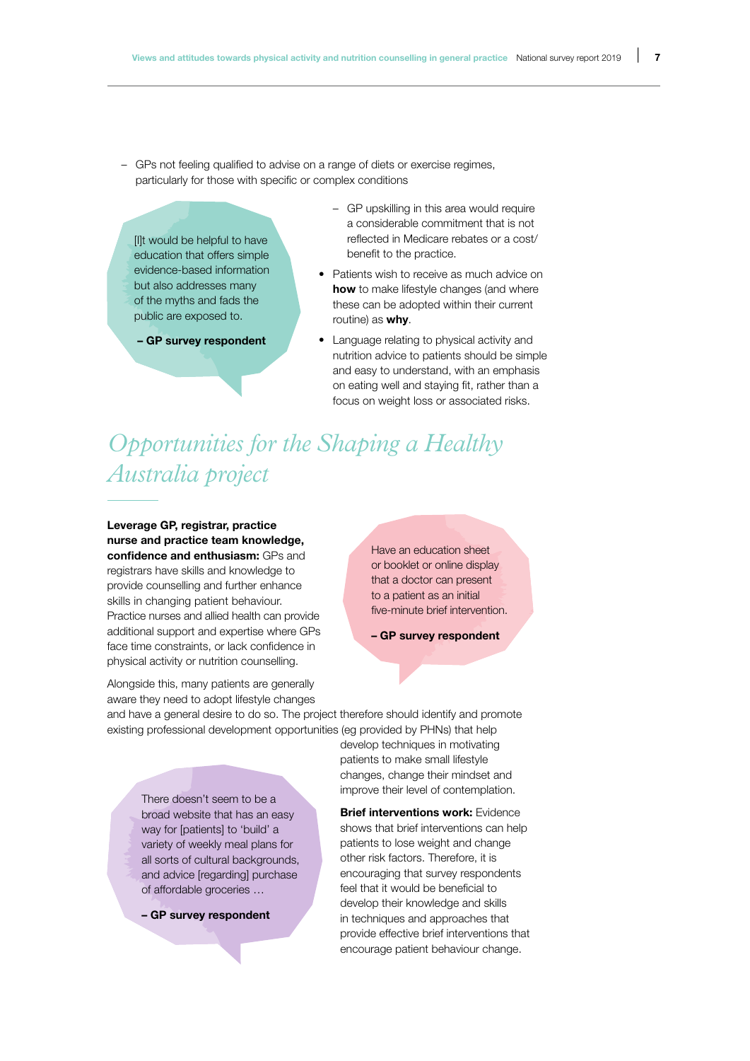- GPs not feeling qualified to advise on a range of diets or exercise regimes, particularly for those with specific or complex conditions

> [I]t would be helpful to have education that offers simple evidence-based information but also addresses many of the myths and fads the public are exposed to.
>
> **– GP survey respondent**

- GP upskilling in this area would require a considerable commitment that is not reflected in Medicare rebates or a cost/benefit to the practice.

- Patients wish to receive as much advice on **how** to make lifestyle changes (and where these can be adopted within their current routine) as **why**.
- Language relating to physical activity and nutrition advice to patients should be simple and easy to understand, with an emphasis on eating well and staying fit, rather than a focus on weight loss or associated risks.

## *Opportunities for the Shaping a Healthy Australia project*

**Leverage GP, registrar, practice nurse and practice team knowledge, confidence and enthusiasm:** GPs and registrars have skills and knowledge to provide counselling and further enhance skills in changing patient behaviour. Practice nurses and allied health can provide additional support and expertise where GPs face time constraints, or lack confidence in physical activity or nutrition counselling.

> Have an education sheet or booklet or online display that a doctor can present to a patient as an initial five-minute brief intervention.
>
> **– GP survey respondent**

Alongside this, many patients are generally aware they need to adopt lifestyle changes and have a general desire to do so. The project therefore should identify and promote existing professional development opportunities (eg provided by PHNs) that help develop techniques in motivating patients to make small lifestyle changes, change their mindset and improve their level of contemplation.

> There doesn't seem to be a broad website that has an easy way for [patients] to 'build' a variety of weekly meal plans for all sorts of cultural backgrounds, and advice [regarding] purchase of affordable groceries …
>
> **– GP survey respondent**

**Brief interventions work:** Evidence shows that brief interventions can help patients to lose weight and change other risk factors. Therefore, it is encouraging that survey respondents feel that it would be beneficial to develop their knowledge and skills in techniques and approaches that provide effective brief interventions that encourage patient behaviour change.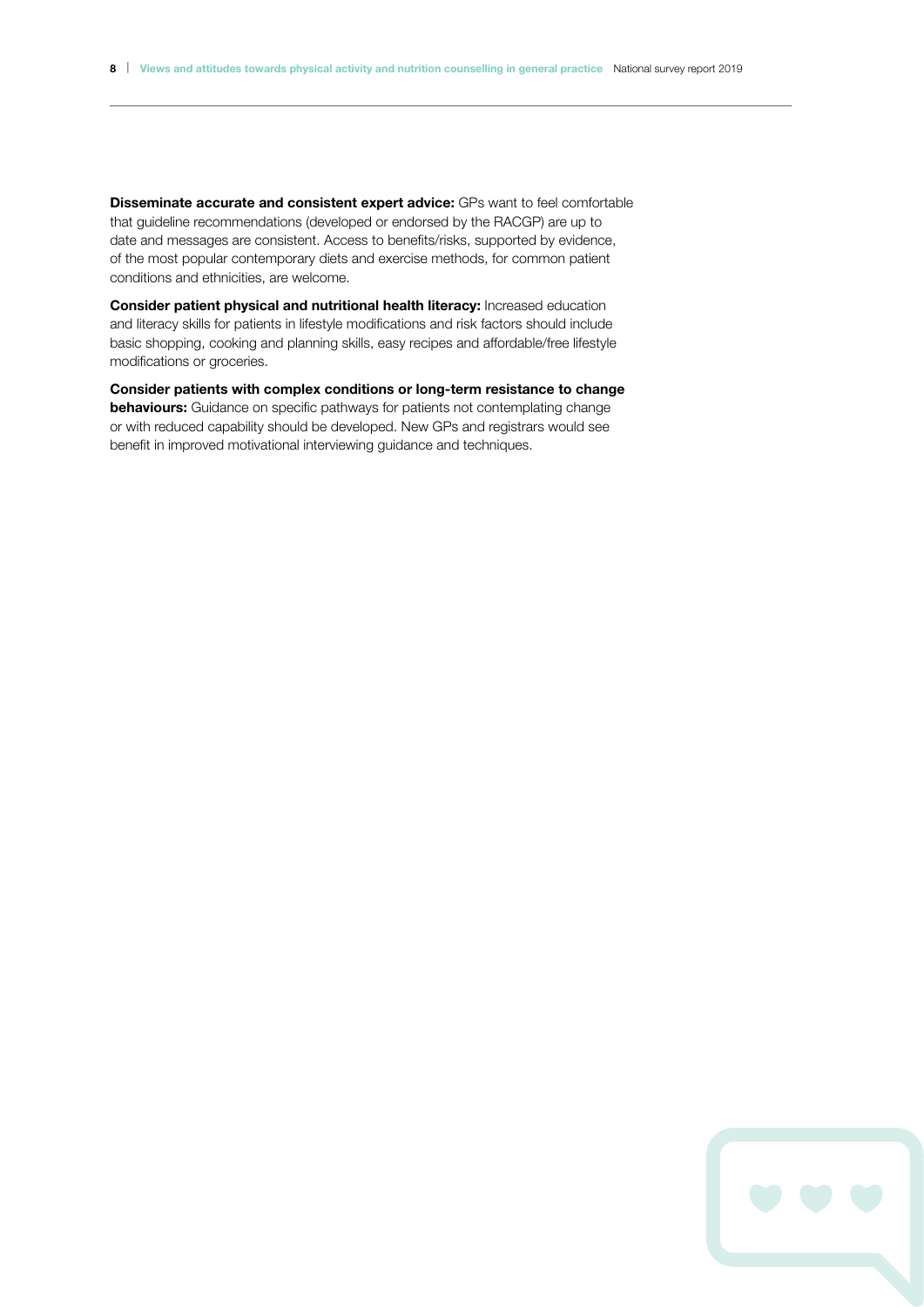**Disseminate accurate and consistent expert advice:** GPs want to feel comfortable that guideline recommendations (developed or endorsed by the RACGP) are up to date and messages are consistent. Access to benefits/risks, supported by evidence, of the most popular contemporary diets and exercise methods, for common patient conditions and ethnicities, are welcome.

**Consider patient physical and nutritional health literacy:** Increased education and literacy skills for patients in lifestyle modifications and risk factors should include basic shopping, cooking and planning skills, easy recipes and affordable/free lifestyle modifications or groceries.

**Consider patients with complex conditions or long-term resistance to change behaviours:** Guidance on specific pathways for patients not contemplating change or with reduced capability should be developed. New GPs and registrars would see benefit in improved motivational interviewing guidance and techniques.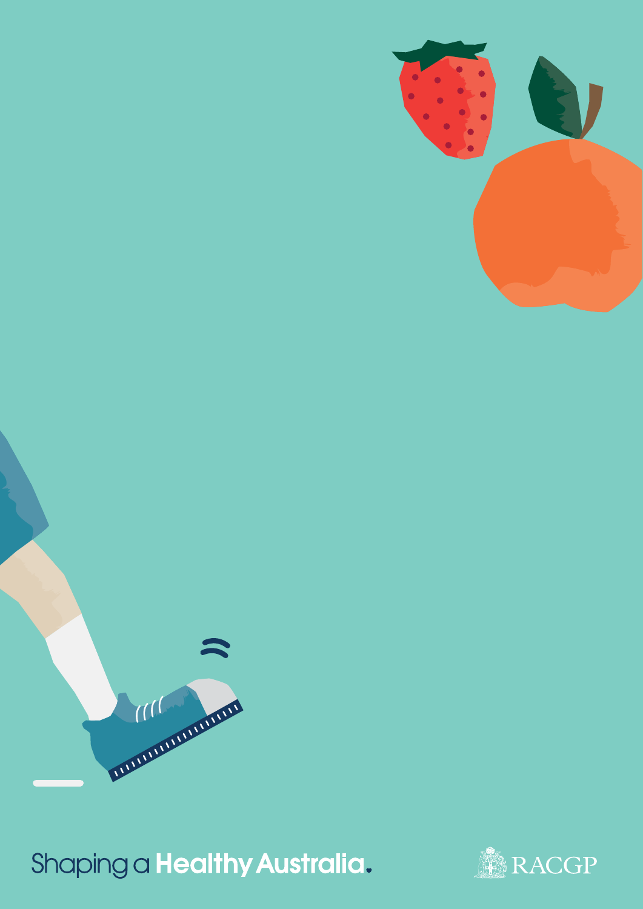Shaping a **Healthy Australia.**

RACGP